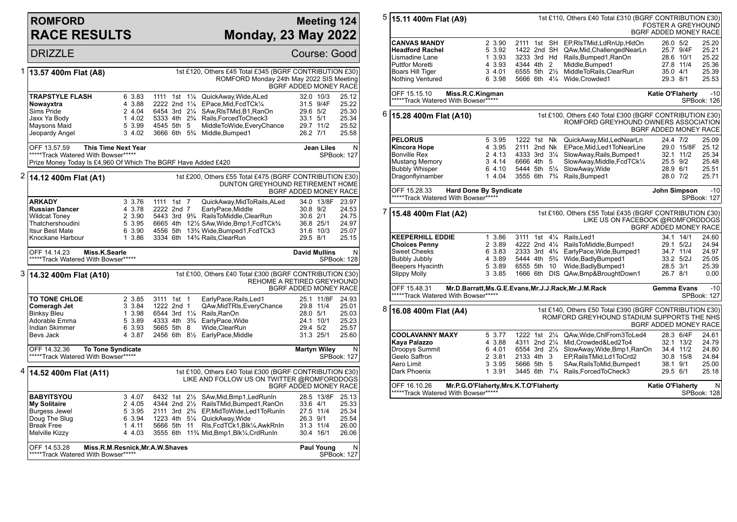# ROMFORD RACE RESULTS

**Meeting 124**
**Monday, 23 May 2022**

DRIZZLE — Course: Good

## 1 13.57 400m Flat (A8)

1st £120, Others £45 Total £345 (BGRF CONTRIBUTION £30)
ROMFORD Monday 24th May 2022 SIS Meeting
BGRF ADDED MONEY RACE

| Greyhound | Trap | Sect | Bends | Pos | Dist | Remarks | Wt | SP | Time |
|---|---|---|---|---|---|---|---|---|---|
| **TRAPSTYLE FLASH** | 6 | 3.83 | 1111 | 1st | 1¼ | QuickAway,Wide,ALed | 32.0 | 10/3 | 25.12 |
| Nowayxtra | 4 | 3.88 | 2222 | 2nd | 1¼ | EPace,Mid,FcdTCk¼ | 31.5 | 9/4F | 25.22 |
| Sims Pride | 2 | 4.04 | 6454 | 3rd | 2¼ | SAw,RlsTMid,B1,RanOn | 29.6 | 5/2 | 25.30 |
| Jaxx Ya Body | 1 | 4.02 | 5333 | 4th | 2¾ | Rails,ForcedToCheck3 | 33.1 | 5/1 | 25.34 |
| Maysons Maid | 5 | 3.99 | 4545 | 5th | 5 | MiddleToWide,EveryChance | 29.7 | 11/2 | 25.52 |
| Jeopardy Angel | 3 | 4.02 | 3666 | 6th | 5¾ | Middle,Bumped1 | 26.2 | 7/1 | 25.58 |

OFF 13.57.59 **This Time Next Year** — **Jean Liles** — N
*****Track Watered With Bowser***** — SPBook: 127
Prize Money Today Is £4,960 Of Which The BGRF Have Added £420

## 2 14.12 400m Flat (A1)

1st £200, Others £55 Total £475 (BGRF CONTRIBUTION £30)
DUNTON GREYHOUND RETIREMENT HOME
BGRF ADDED MONEY RACE

| Greyhound | Trap | Sect | Bends | Pos | Dist | Remarks | Wt | SP | Time |
|---|---|---|---|---|---|---|---|---|---|
| **ARKADY** | 3 | 3.76 | 1111 | 1st | 7 | QuickAway,MidToRails,ALed | 34.0 | 13/8F | 23.97 |
| Russian Dancer | 4 | 3.78 | 2222 | 2nd | 7 | EarlyPace,Middle | 30.8 | 9/2 | 24.53 |
| Wildcat Toney | 2 | 3.90 | 5443 | 3rd | 9¾ | RailsToMiddle,ClearRun | 30.6 | 2/1 | 24.75 |
| Thatchershoudini | 5 | 3.95 | 6665 | 4th | 12½ | SAw,Wide,Bmp1,FcdTCk¾ | 36.8 | 25/1 | 24.97 |
| Itsur Best Mate | 6 | 3.90 | 4556 | 5th | 13¾ | Wide,Bumped1,FcdTCk3 | 31.6 | 10/3 | 25.07 |
| Knockane Harbour | 1 | 3.86 | 3334 | 6th | 14¾ | Rails,ClearRun | 29.5 | 8/1 | 25.15 |

OFF 14.14.23 **Miss.K.Searle** — **David Mullins** — N
*****Track Watered With Bowser***** — SPBook: 128

## 3 14.32 400m Flat (A10)

1st £100, Others £40 Total £300 (BGRF CONTRIBUTION £30)
REHOME A RETIRED GREYHOUND
BGRF ADDED MONEY RACE

| Greyhound | Trap | Sect | Bends | Pos | Dist | Remarks | Wt | SP | Time |
|---|---|---|---|---|---|---|---|---|---|
| **TO TONE CHLOE** | 2 | 3.85 | 3111 | 1st | 1 | EarlyPace,Rails,Led1 | 25.1 | 11/8F | 24.93 |
| Comeragh Jet | 3 | 3.84 | 1222 | 2nd | 1 | QAw,MidTRls,EveryChance | 29.8 | 11/4 | 25.01 |
| Binksy Bleu | 1 | 3.98 | 6544 | 3rd | 1¼ | Rails,RanOn | 28.0 | 5/1 | 25.03 |
| Adorable Emma | 5 | 3.89 | 4333 | 4th | 3¾ | EarlyPace,Wide | 24.1 | 10/1 | 25.23 |
| Indian Skimmer | 6 | 3.93 | 5665 | 5th | 8 | Wide,ClearRun | 29.4 | 5/2 | 25.57 |
| Bevs Jack | 4 | 3.87 | 2456 | 6th | 8½ | EarlyPace,Middle | 31.3 | 25/1 | 25.60 |

OFF 14.32.36 **To Tone Syndicate** — **Martyn Wiley** — N
*****Track Watered With Bowser***** — SPBook: 127

## 4 14.52 400m Flat (A11)

1st £100, Others £40 Total £300 (BGRF CONTRIBUTION £30)
LIKE AND FOLLOW US ON TWITTER @ROMFORDDOGS
BGRF ADDED MONEY RACE

| Greyhound | Trap | Sect | Bends | Pos | Dist | Remarks | Wt | SP | Time |
|---|---|---|---|---|---|---|---|---|---|
| **BABYITSYOU** | 3 | 4.07 | 6432 | 1st | 2½ | SAw,Mid,Bmp1,LedRunIn | 28.5 | 13/8F | 25.13 |
| My Solitaire | 2 | 4.05 | 4344 | 2nd | 2½ | RailsTMid,Bumped1,RanOn | 33.6 | 4/1 | 25.33 |
| Burgess Jewel | 5 | 3.95 | 2111 | 3rd | 2¾ | EP,MidToWide,Led1ToRunIn | 27.5 | 11/4 | 25.34 |
| Doug The Slug | 6 | 3.94 | 1223 | 4th | 5¼ | QuickAway,Wide | 26.3 | 9/1 | 25.54 |
| Break Free | 1 | 4.11 | 5666 | 5th | 11 | Rls,FcdTCk1,Blk¼,AwkRnIn | 31.3 | 11/4 | 26.00 |
| Melville Kizzy | 4 | 4.03 | 3555 | 6th | 11¾ | Mid,Bmp1,Blk¼,CrdRunIn | 30.4 | 16/1 | 26.06 |

OFF 14.53.28 **Miss.R.M.Resnick,Mr.A.W.Shaves** — **Paul Young** — N
*****Track Watered With Bowser***** — SPBook: 127

## 5 15.11 400m Flat (A9)

1st £110, Others £40 Total £310 (BGRF CONTRIBUTION £30)
FOSTER A GREYHOUND
BGRF ADDED MONEY RACE

| Greyhound | Trap | Sect | Bends | Pos | Dist | Remarks | Wt | SP | Time |
|---|---|---|---|---|---|---|---|---|---|
| **CANVAS MANDY** | 2 | 3.90 | 2111 | 1st | SH | EP,RlsTMid,LdRnUp,HldOn | 26.0 | 5/2 | 25.20 |
| Headford Rachel | 5 | 3.92 | 1422 | 2nd | SH | QAw,Mid,ChallengedNearLn | 25.7 | 9/4F | 25.21 |
| Lismadine Lane | 1 | 3.93 | 3233 | 3rd | Hd | Rails,Bumped1,RanOn | 28.6 | 10/1 | 25.22 |
| Puttfor Moretti | 4 | 3.93 | 4344 | 4th | 2 | Middle,Bumped1 | 27.8 | 11/4 | 25.36 |
| Boars Hill Tiger | 3 | 4.01 | 6555 | 5th | 2½ | MiddleToRails,ClearRun | 35.0 | 4/1 | 25.39 |
| Nothing Ventured | 6 | 3.98 | 5666 | 6th | 4¼ | Wide,Crowded1 | 29.3 | 8/1 | 25.53 |

OFF 15.15.10 **Miss.R.C.Kingman** — **Katie O'Flaherty** — -10
*****Track Watered With Bowser***** — SPBook: 126

## 6 15.28 400m Flat (A10)

1st £100, Others £40 Total £300 (BGRF CONTRIBUTION £30)
ROMFORD GREYHOUND OWNERS ASSOCIATION
BGRF ADDED MONEY RACE

| Greyhound | Trap | Sect | Bends | Pos | Dist | Remarks | Wt | SP | Time |
|---|---|---|---|---|---|---|---|---|---|
| **PELORUS** | 5 | 3.95 | 1222 | 1st | Nk | QuickAway,Mid,LedNearLn | 24.4 | 7/2 | 25.09 |
| Kincora Hope | 4 | 3.95 | 2111 | 2nd | Nk | EPace,Mid,Led1ToNearLine | 29.0 | 15/8F | 25.12 |
| Bonville Rex | 2 | 4.13 | 4333 | 3rd | 3¼ | SlowAway,Rails,Bumped1 | 32.1 | 11/2 | 25.34 |
| Mustang Memory | 3 | 4.14 | 6666 | 4th | 5 | SlowAway,Middle,FcdTCk¼ | 25.5 | 9/2 | 25.48 |
| Bubbly Whisper | 6 | 4.10 | 5444 | 5th | 5¼ | SlowAway,Wide | 28.9 | 6/1 | 25.51 |
| Dragonflyinamber | 1 | 4.04 | 3555 | 6th | 7¾ | Rails,Bumped1 | 28.0 | 7/2 | 25.71 |

OFF 15.28.33 **Hard Done By Syndicate** — **John Simpson** — -10
*****Track Watered With Bowser***** — SPBook: 127

## 7 15.48 400m Flat (A2)

1st £160, Others £55 Total £435 (BGRF CONTRIBUTION £30)
LIKE US ON FACEBOOK @ROMFORDDOGS
BGRF ADDED MONEY RACE

| Greyhound | Trap | Sect | Bends | Pos | Dist | Remarks | Wt | SP | Time |
|---|---|---|---|---|---|---|---|---|---|
| **KEEPERHILL EDDIE** | 1 | 3.86 | 3111 | 1st | 4¼ | Rails,Led1 | 34.1 | 14/1 | 24.60 |
| Choices Penny | 2 | 3.89 | 4222 | 2nd | 4¼ | RailsToMiddle,Bumped1 | 29.1 | 5/2J | 24.94 |
| Sweet Cheeks | 6 | 3.83 | 2333 | 3rd | 4¾ | EarlyPace,Wide,Bumped1 | 34.7 | 11/4 | 24.97 |
| Bubbly Jubbly | 4 | 3.89 | 5444 | 4th | 5¾ | Wide,BadlyBumped1 | 33.2 | 5/2J | 25.05 |
| Beepers Hyacinth | 5 | 3.89 | 6555 | 5th | 10 | Wide,BadlyBumped1 | 28.5 | 3/1 | 25.39 |
| Slippy Molly | 3 | 3.85 | 1666 | 6th | DIS | QAw,Bmp&BroughtDown1 | 26.7 | 8/1 | 0.00 |

OFF 15.48.31 **Mr.D.Barratt,Ms.G.E.Evans,Mr.J.J.Rack,Mr.J.M.Rack** — **Gemma Evans** — -10
*****Track Watered With Bowser***** — SPBook: 127

## 8 16.08 400m Flat (A4)

1st £140, Others £50 Total £390 (BGRF CONTRIBUTION £30)
ROMFORD GREYHOUND STADIUM SUPPORTS THE NHS
BGRF ADDED MONEY RACE

| Greyhound | Trap | Sect | Bends | Pos | Dist | Remarks | Wt | SP | Time |
|---|---|---|---|---|---|---|---|---|---|
| **COOLAVANNY MAXY** | 5 | 3.77 | 1222 | 1st | 2¼ | QAw,Wide,ChlFrom3ToLed4 | 28.3 | 6/4F | 24.61 |
| Kaya Palazzo | 4 | 3.88 | 4311 | 2nd | 2¼ | Mid,Crowded&Led2To4 | 32.1 | 13/2 | 24.79 |
| Droopys Summit | 6 | 4.01 | 6554 | 3rd | 2½ | SlowAway,Wide,Bmp1,RanOn | 34.4 | 11/2 | 24.80 |
| Geelo Saffron | 2 | 3.81 | 2133 | 4th | 3 | EP,RailsTMid,Ld1ToCrd2 | 30.8 | 15/8 | 24.84 |
| Aero Limit | 3 | 3.95 | 5666 | 5th | 5 | SAw,RailsToMid,Bumped1 | 38.1 | 9/1 | 25.00 |
| Dark Phoenix | 1 | 3.91 | 3445 | 6th | 7¼ | Rails,ForcedToCheck3 | 29.5 | 6/1 | 25.18 |

OFF 16.10.26 **Mr.P.G.O'Flaherty,Mrs.K.T.O'Flaherty** — **Katie O'Flaherty** — N
*****Track Watered With Bowser***** — SPBook: 128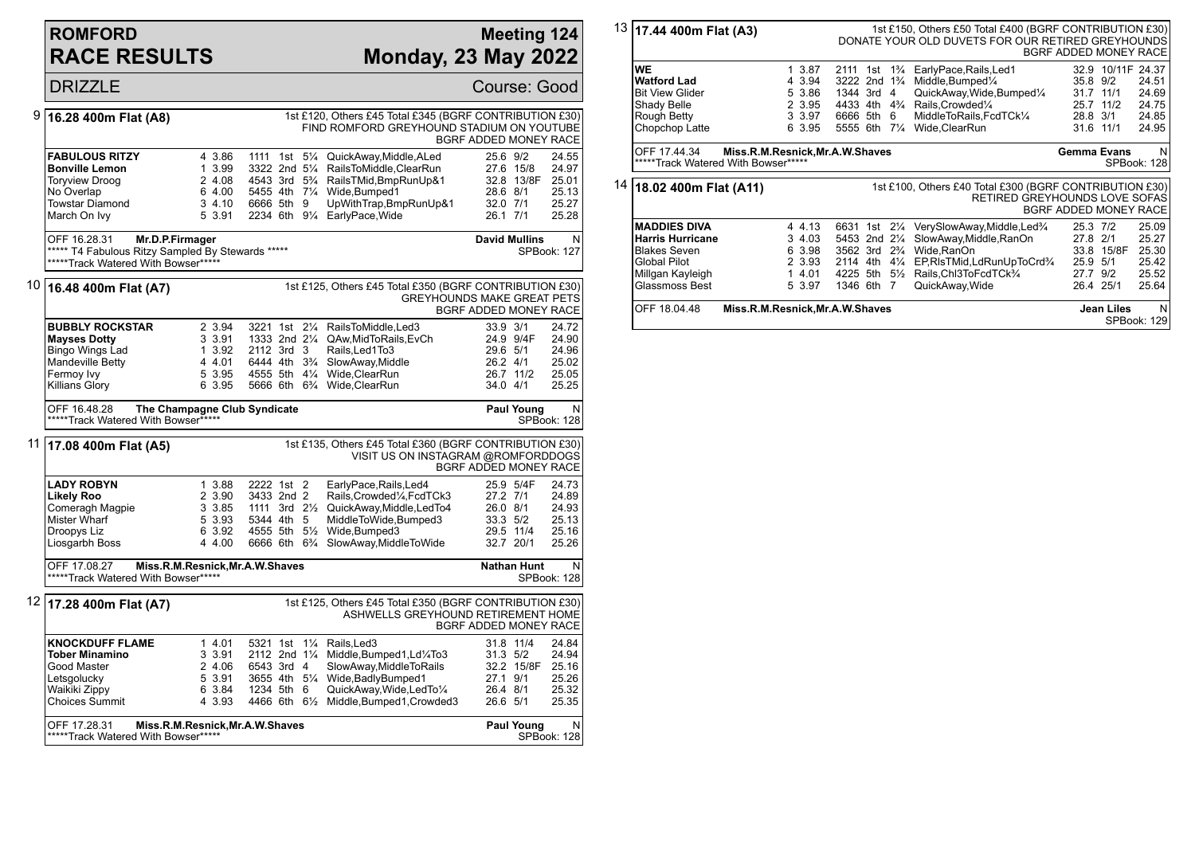# ROMFORD RACE RESULTS

## Meeting 124 Monday, 23 May 2022

DRIZZLE

Course: Good

### 9 16.28 400m Flat (A8)

1st £120, Others £45 Total £345 (BGRF CONTRIBUTION £30)
FIND ROMFORD GREYHOUND STADIUM ON YOUTUBE
BGRF ADDED MONEY RACE

| | | | | | | | | | | |
|---|---|---|---|---|---|---|---|---|---|---|
| **FABULOUS RITZY** | 4 | 3.86 | 1111 | 1st | 5¼ | QuickAway,Middle,ALed | 25.6 | 9/2 | 24.55 |
| **Bonville Lemon** | 1 | 3.99 | 3322 | 2nd | 5¼ | RailsToMiddle,ClearRun | 27.6 | 15/8 | 24.97 |
| Toryview Droog | 2 | 4.08 | 4543 | 3rd | 5¾ | RailsTMid,BmpRunUp&1 | 32.8 | 13/8F | 25.01 |
| No Overlap | 6 | 4.00 | 5455 | 4th | 7¼ | Wide,Bumped1 | 28.6 | 8/1 | 25.13 |
| Towstar Diamond | 3 | 4.10 | 6666 | 5th | 9 | UpWithTrap,BmpRunUp&1 | 32.0 | 7/1 | 25.27 |
| March On Ivy | 5 | 3.91 | 2234 | 6th | 9¼ | EarlyPace,Wide | 26.1 | 7/1 | 25.28 |

OFF 16.28.31 Mr.D.P.Firmager — David Mullins N

***** T4 Fabulous Ritzy Sampled By Stewards *****
*****Track Watered With Bowser*****
SPBook: 127

### 10 16.48 400m Flat (A7)

1st £125, Others £45 Total £350 (BGRF CONTRIBUTION £30)
GREYHOUNDS MAKE GREAT PETS
BGRF ADDED MONEY RACE

| | | | | | | | | | |
|---|---|---|---|---|---|---|---|---|---|
| **BUBBLY ROCKSTAR** | 2 | 3.94 | 3221 | 1st | 2¼ | RailsToMiddle,Led3 | 33.9 | 3/1 | 24.72 |
| **Mayses Dotty** | 3 | 3.91 | 1333 | 2nd | 2¼ | QAw,MidToRails,EvCh | 24.9 | 9/4F | 24.90 |
| Bingo Wings Lad | 1 | 3.92 | 2112 | 3rd | 3 | Rails,Led1To3 | 29.6 | 5/1 | 24.96 |
| Mandeville Betty | 4 | 4.01 | 6444 | 4th | 3¾ | SlowAway,Middle | 26.2 | 4/1 | 25.02 |
| Fermoy Ivy | 5 | 3.95 | 4555 | 5th | 4¼ | Wide,ClearRun | 26.7 | 11/2 | 25.05 |
| Killians Glory | 6 | 3.95 | 5666 | 6th | 6¾ | Wide,ClearRun | 34.0 | 4/1 | 25.25 |

OFF 16.48.28 The Champagne Club Syndicate — Paul Young N

*****Track Watered With Bowser*****
SPBook: 128

### 11 17.08 400m Flat (A5)

1st £135, Others £45 Total £360 (BGRF CONTRIBUTION £30)
VISIT US ON INSTAGRAM @ROMFORDDOGS
BGRF ADDED MONEY RACE

| | | | | | | | | | |
|---|---|---|---|---|---|---|---|---|---|
| **LADY ROBYN** | 1 | 3.88 | 2222 | 1st | 2 | EarlyPace,Rails,Led4 | 25.9 | 5/4F | 24.73 |
| **Likely Roo** | 2 | 3.90 | 3433 | 2nd | 2 | Rails,Crowded¼,FcdTCk3 | 27.2 | 7/1 | 24.89 |
| Comeragh Magpie | 3 | 3.85 | 1111 | 3rd | 2½ | QuickAway,Middle,LedTo4 | 26.0 | 8/1 | 24.93 |
| Mister Wharf | 5 | 3.93 | 5344 | 4th | 5 | MiddleToWide,Bumped3 | 33.3 | 5/2 | 25.13 |
| Droopys Liz | 6 | 3.92 | 4555 | 5th | 5½ | Wide,Bumped3 | 29.5 | 11/4 | 25.16 |
| Liosgarbh Boss | 4 | 4.00 | 6666 | 6th | 6¾ | SlowAway,MiddleToWide | 32.7 | 20/1 | 25.26 |

OFF 17.08.27 Miss.R.M.Resnick,Mr.A.W.Shaves — Nathan Hunt N

*****Track Watered With Bowser*****
SPBook: 128

### 12 17.28 400m Flat (A7)

1st £125, Others £45 Total £350 (BGRF CONTRIBUTION £30)
ASHWELLS GREYHOUND RETIREMENT HOME
BGRF ADDED MONEY RACE

| | | | | | | | | | |
|---|---|---|---|---|---|---|---|---|---|
| **KNOCKDUFF FLAME** | 1 | 4.01 | 5321 | 1st | 1¼ | Rails,Led3 | 31.8 | 11/4 | 24.84 |
| **Tober Minamino** | 3 | 3.91 | 2112 | 2nd | 1¼ | Middle,Bumped1,Ld¼To3 | 31.3 | 5/2 | 24.94 |
| Good Master | 2 | 4.06 | 6543 | 3rd | 4 | SlowAway,MiddleToRails | 32.2 | 15/8F | 25.16 |
| Letsgolucky | 5 | 3.91 | 3655 | 4th | 5¼ | Wide,BadlyBumped1 | 27.1 | 9/1 | 25.26 |
| Waikiki Zippy | 6 | 3.84 | 1234 | 5th | 6 | QuickAway,Wide,LedTo¼ | 26.4 | 8/1 | 25.32 |
| Choices Summit | 4 | 3.93 | 4466 | 6th | 6½ | Middle,Bumped1,Crowded3 | 26.6 | 5/1 | 25.35 |

OFF 17.28.31 Miss.R.M.Resnick,Mr.A.W.Shaves — Paul Young N

*****Track Watered With Bowser*****
SPBook: 128

### 13 17.44 400m Flat (A3)

1st £150, Others £50 Total £400 (BGRF CONTRIBUTION £30)
DONATE YOUR OLD DUVETS FOR OUR RETIRED GREYHOUNDS
BGRF ADDED MONEY RACE

| | | | | | | | | | |
|---|---|---|---|---|---|---|---|---|---|
| **WE** | 1 | 3.87 | 2111 | 1st | 1¾ | EarlyPace,Rails,Led1 | 32.9 | 10/11F | 24.37 |
| **Watford Lad** | 4 | 3.94 | 3222 | 2nd | 1¾ | Middle,Bumped¼ | 35.8 | 9/2 | 24.51 |
| Bit View Glider | 5 | 3.86 | 1344 | 3rd | 4 | QuickAway,Wide,Bumped¼ | 31.7 | 11/1 | 24.69 |
| Shady Belle | 2 | 3.95 | 4433 | 4th | 4¾ | Rails,Crowded¼ | 25.7 | 11/2 | 24.75 |
| Rough Betty | 3 | 3.97 | 6666 | 5th | 6 | MiddleToRails,FcdTCk¼ | 28.8 | 3/1 | 24.85 |
| Chopchop Latte | 6 | 3.95 | 5555 | 6th | 7¼ | Wide,ClearRun | 31.6 | 11/1 | 24.95 |

OFF 17.44.34 Miss.R.M.Resnick,Mr.A.W.Shaves — Gemma Evans N

*****Track Watered With Bowser*****
SPBook: 128

### 14 18.02 400m Flat (A11)

1st £100, Others £40 Total £300 (BGRF CONTRIBUTION £30)
RETIRED GREYHOUNDS LOVE SOFAS
BGRF ADDED MONEY RACE

| | | | | | | | | | |
|---|---|---|---|---|---|---|---|---|---|
| **MADDIES DIVA** | 4 | 4.13 | 6631 | 1st | 2¼ | VerySlowAway,Middle,Led¾ | 25.3 | 7/2 | 25.09 |
| **Harris Hurricane** | 3 | 4.03 | 5453 | 2nd | 2¼ | SlowAway,Middle,RanOn | 27.8 | 2/1 | 25.27 |
| Blakes Seven | 6 | 3.98 | 3562 | 3rd | 2¾ | Wide,RanOn | 33.8 | 15/8F | 25.30 |
| Global Pilot | 2 | 3.93 | 2114 | 4th | 4¼ | EP,RlsTMid,LdRunUpToCrd¾ | 25.9 | 5/1 | 25.42 |
| Millgan Kayleigh | 1 | 4.01 | 4225 | 5th | 5½ | Rails,Chl3ToFcdTCk¾ | 27.7 | 9/2 | 25.52 |
| Glassmoss Best | 5 | 3.97 | 1346 | 6th | 7 | QuickAway,Wide | 26.4 | 25/1 | 25.64 |

OFF 18.04.48 Miss.R.M.Resnick,Mr.A.W.Shaves — Jean Liles N

SPBook: 129